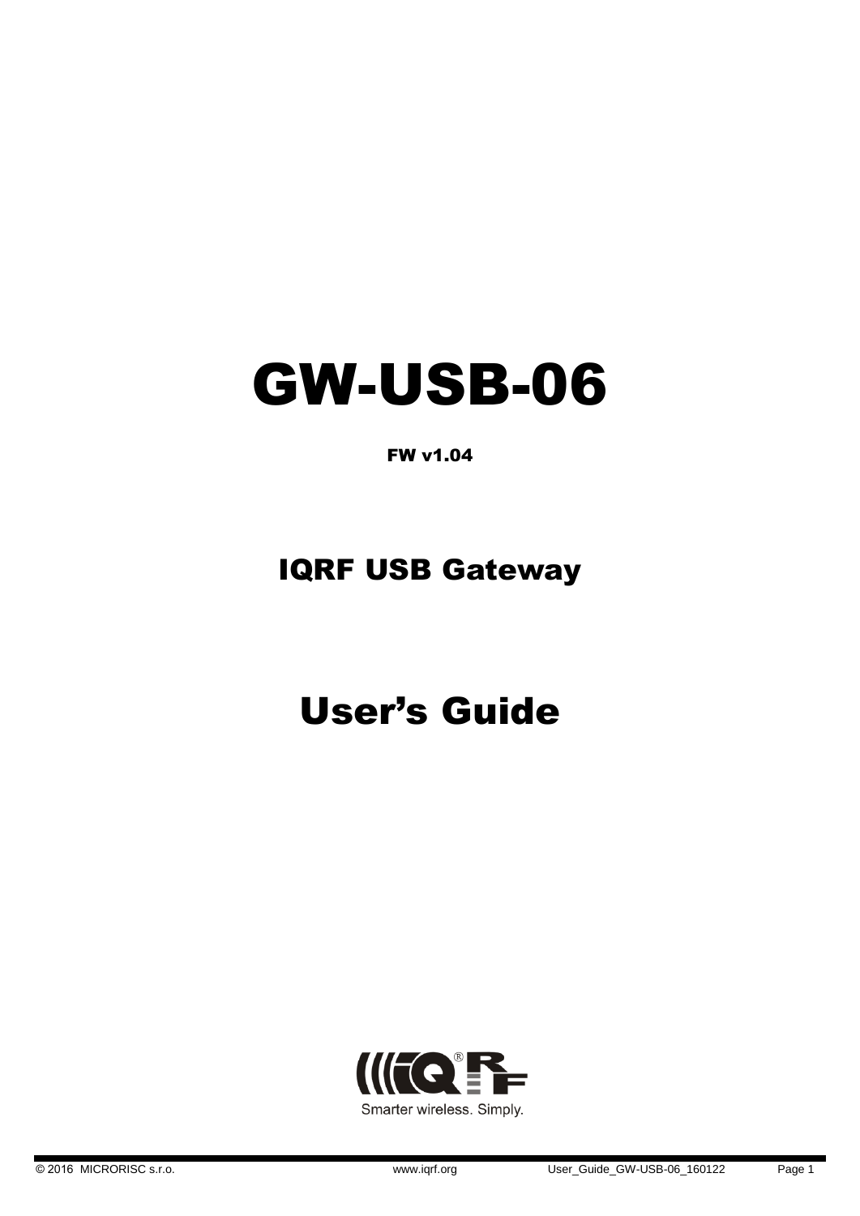# GW-USB-06

**FW v1.04**

## IQRF USB Gateway

# User's Guide

Smarter wireless. Simply.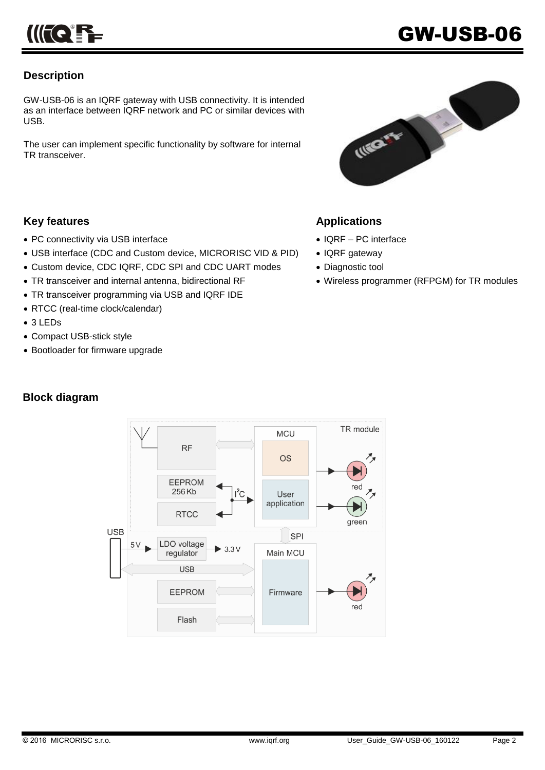## Description

GW-USB-06 is an IQRF gateway with USB connectivity. It is intended as an interface between IQRF network and PC or similar devices with USB.

The user can implement specific functionality by software for internal TR transceiver.

## Key features

- PC connectivity via USB interface
- USB interface (CDC and Custom device, MICRORISC VID & PID)
- Custom device, CDC IQRF, CDC SPI and CDC UART modes
- TR transceiver and internal antenna, bidirectional RF
- TR transceiver programming via USB and IQRF IDE
- RTCC (real-time clock/calendar)
- 3 LEDs
- Compact USB-stick style
- Bootloader for firmware upgrade

## Applications

- IQRF – PC interface
- IQRF gateway
- Diagnostic tool
- Wireless programmer (RFPGM) for TR modules

## Block diagram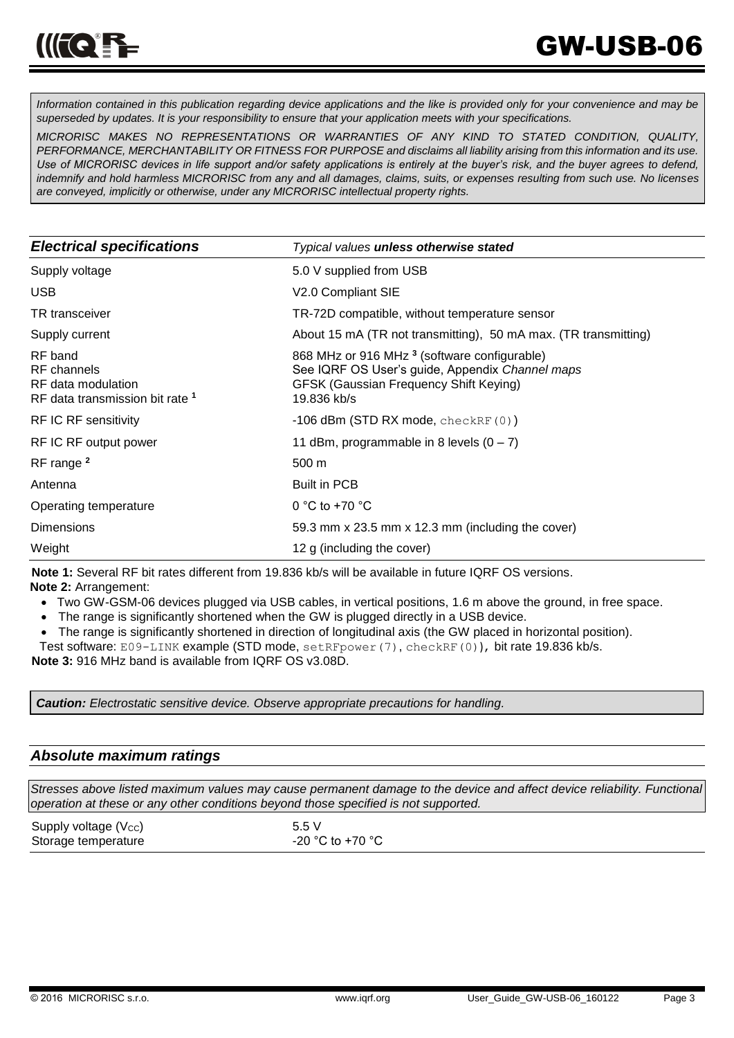*Information contained in this publication regarding device applications and the like is provided only for your convenience and may be superseded by updates. It is your responsibility to ensure that your application meets with your specifications.*

*MICRORISC MAKES NO REPRESENTATIONS OR WARRANTIES OF ANY KIND TO STATED CONDITION, QUALITY, PERFORMANCE, MERCHANTABILITY OR FITNESS FOR PURPOSE and disclaims all liability arising from this information and its use. Use of MICRORISC devices in life support and/or safety applications is entirely at the buyer's risk, and the buyer agrees to defend, indemnify and hold harmless MICRORISC from any and all damages, claims, suits, or expenses resulting from such use. No licenses are conveyed, implicitly or otherwise, under any MICRORISC intellectual property rights.*

| ***Electrical specifications*** | *Typical values **unless otherwise stated*** |
|---|---|
| Supply voltage | 5.0 V supplied from USB |
| USB | V2.0 Compliant SIE |
| TR transceiver | TR-72D compatible, without temperature sensor |
| Supply current | About 15 mA (TR not transmitting), 50 mA max. (TR transmitting) |
| RF band | 868 MHz or 916 MHz [3] (software configurable) |
| RF channels | See IQRF OS User's guide, Appendix *Channel maps* |
| RF data modulation | GFSK (Gaussian Frequency Shift Keying) |
| RF data transmission bit rate [1] | 19.836 kb/s |
| RF IC RF sensitivity | -106 dBm (STD RX mode, `checkRF(0)`) |
| RF IC RF output power | 11 dBm, programmable in 8 levels (0 – 7) |
| RF range [2] | 500 m |
| Antenna | Built in PCB |
| Operating temperature | 0 °C to +70 °C |
| Dimensions | 59.3 mm x 23.5 mm x 12.3 mm (including the cover) |
| Weight | 12 g (including the cover) |

**Note 1:** Several RF bit rates different from 19.836 kb/s will be available in future IQRF OS versions.

**Note 2:** Arrangement:

- Two GW-GSM-06 devices plugged via USB cables, in vertical positions, 1.6 m above the ground, in free space.
- The range is significantly shortened when the GW is plugged directly in a USB device.
- The range is significantly shortened in direction of longitudinal axis (the GW placed in horizontal position).

Test software: `E09-LINK` example (STD mode, `setRFpower(7)`, `checkRF(0)`), bit rate 19.836 kb/s.

**Note 3:** 916 MHz band is available from IQRF OS v3.08D.

***Caution:*** *Electrostatic sensitive device. Observe appropriate precautions for handling.*

## *Absolute maximum ratings*

*Stresses above listed maximum values may cause permanent damage to the device and affect device reliability. Functional operation at these or any other conditions beyond those specified is not supported.*

| | |
|---|---|
| Supply voltage ($V_{CC}$) | 5.5 V |
| Storage temperature | -20 °C to +70 °C |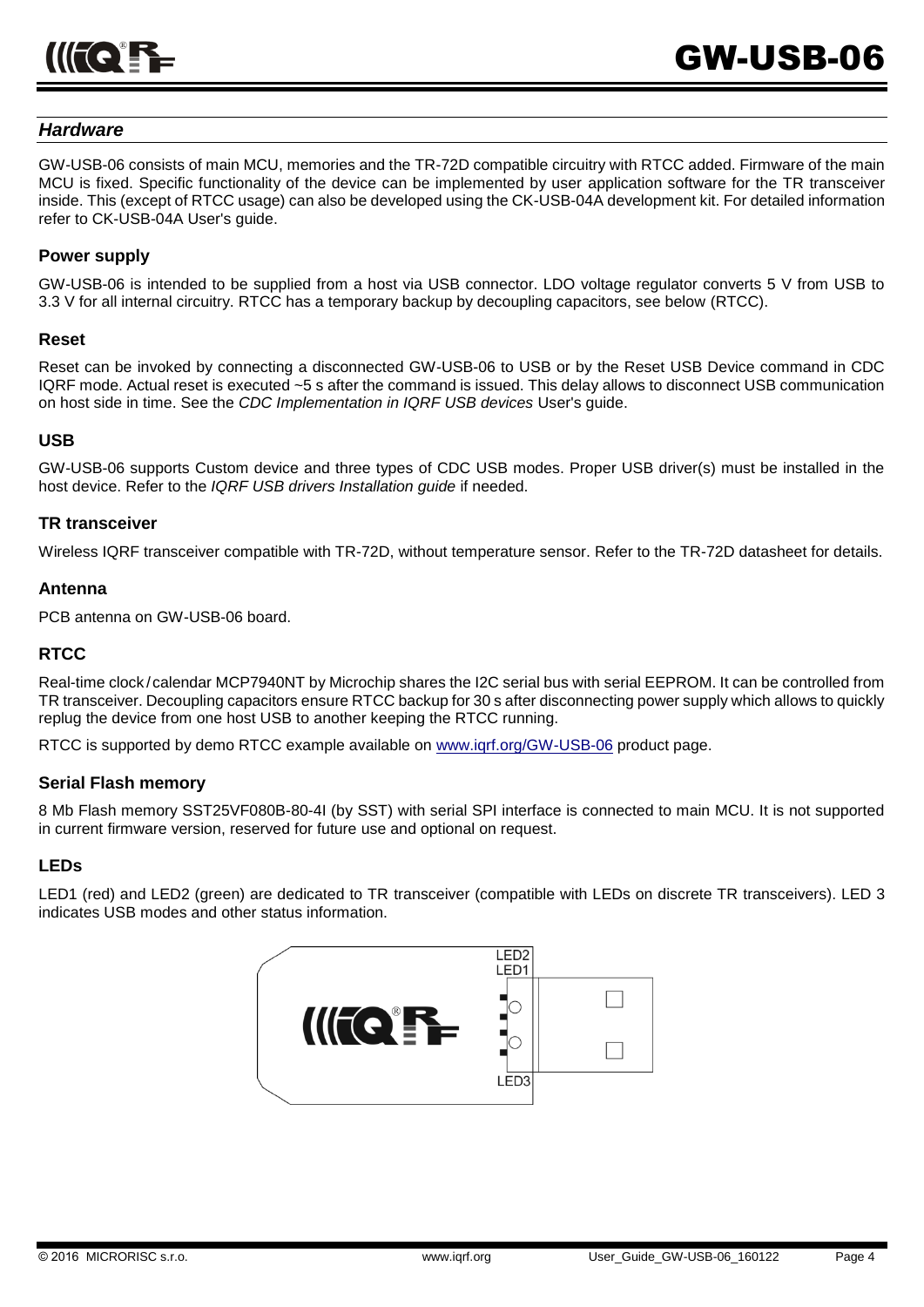## *Hardware*

GW-USB-06 consists of main MCU, memories and the TR-72D compatible circuitry with RTCC added. Firmware of the main MCU is fixed. Specific functionality of the device can be implemented by user application software for the TR transceiver inside. This (except of RTCC usage) can also be developed using the CK-USB-04A development kit. For detailed information refer to CK-USB-04A User's guide.

### Power supply

GW-USB-06 is intended to be supplied from a host via USB connector. LDO voltage regulator converts 5 V from USB to 3.3 V for all internal circuitry. RTCC has a temporary backup by decoupling capacitors, see below (RTCC).

### Reset

Reset can be invoked by connecting a disconnected GW-USB-06 to USB or by the Reset USB Device command in CDC IQRF mode. Actual reset is executed ~5 s after the command is issued. This delay allows to disconnect USB communication on host side in time. See the *CDC Implementation in IQRF USB devices* User's guide.

### USB

GW-USB-06 supports Custom device and three types of CDC USB modes. Proper USB driver(s) must be installed in the host device. Refer to the *IQRF USB drivers Installation guide* if needed.

### TR transceiver

Wireless IQRF transceiver compatible with TR-72D, without temperature sensor. Refer to the TR-72D datasheet for details.

### Antenna

PCB antenna on GW-USB-06 board.

### RTCC

Real-time clock / calendar MCP7940NT by Microchip shares the I2C serial bus with serial EEPROM. It can be controlled from TR transceiver. Decoupling capacitors ensure RTCC backup for 30 s after disconnecting power supply which allows to quickly replug the device from one host USB to another keeping the RTCC running.

RTCC is supported by demo RTCC example available on www.iqrf.org/GW-USB-06 product page.

### Serial Flash memory

8 Mb Flash memory SST25VF080B-80-4I (by SST) with serial SPI interface is connected to main MCU. It is not supported in current firmware version, reserved for future use and optional on request.

### LEDs

LED1 (red) and LED2 (green) are dedicated to TR transceiver (compatible with LEDs on discrete TR transceivers). LED 3 indicates USB modes and other status information.

LED2
LED1
LED3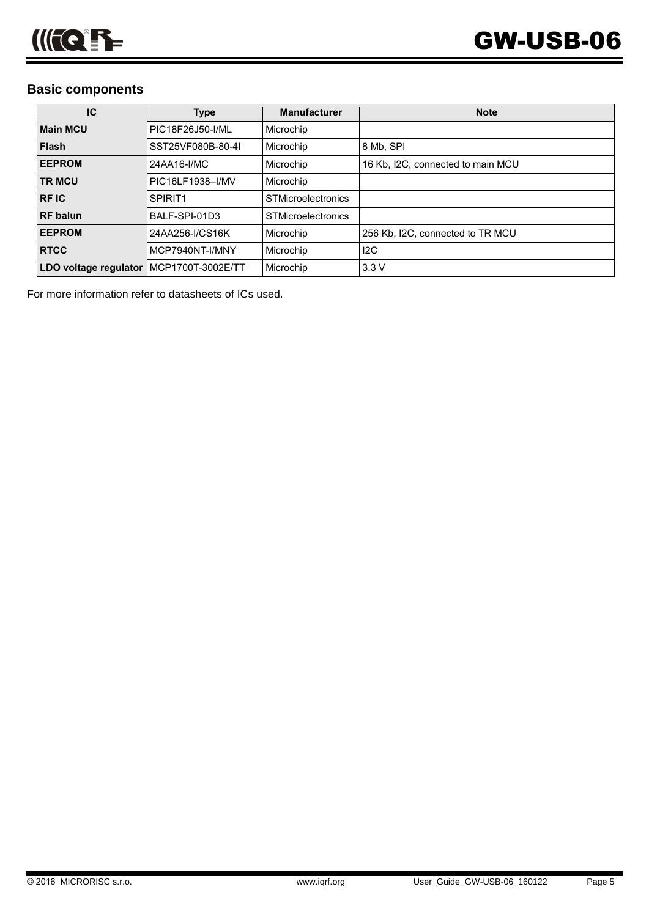## Basic components

| IC | Type | Manufacturer | Note |
|---|---|---|---|
| **Main MCU** | PIC18F26J50-I/ML | Microchip | |
| **Flash** | SST25VF080B-80-4I | Microchip | 8 Mb, SPI |
| **EEPROM** | 24AA16-I/MC | Microchip | 16 Kb, I2C, connected to main MCU |
| **TR MCU** | PIC16LF1938–I/MV | Microchip | |
| **RF IC** | SPIRIT1 | STMicroelectronics | |
| **RF balun** | BALF-SPI-01D3 | STMicroelectronics | |
| **EEPROM** | 24AA256-I/CS16K | Microchip | 256 Kb, I2C, connected to TR MCU |
| **RTCC** | MCP7940NT-I/MNY | Microchip | I2C |
| **LDO voltage regulator** | MCP1700T-3002E/TT | Microchip | 3.3 V |

For more information refer to datasheets of ICs used.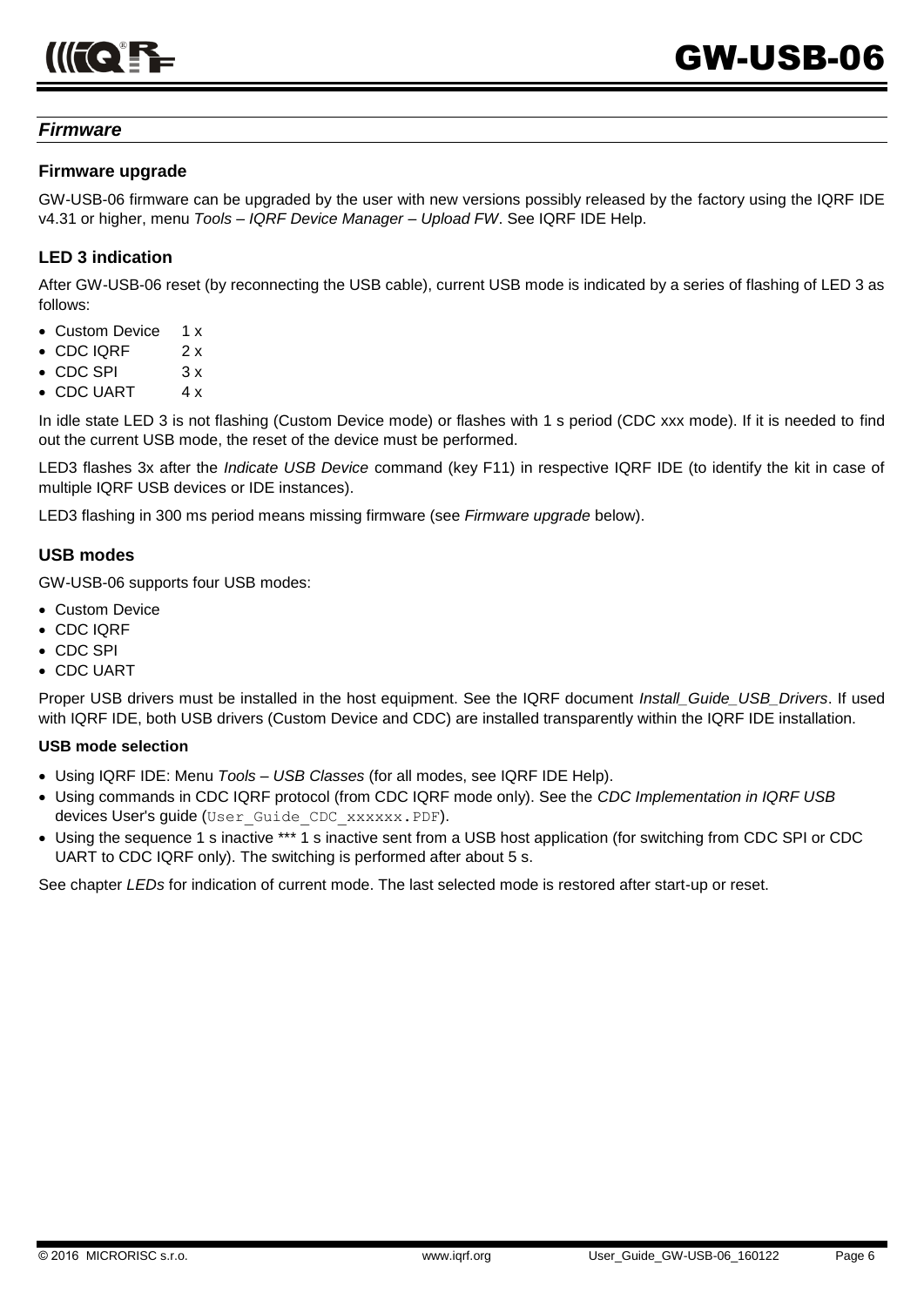## *Firmware*

### Firmware upgrade

GW-USB-06 firmware can be upgraded by the user with new versions possibly released by the factory using the IQRF IDE v4.31 or higher, menu *Tools – IQRF Device Manager – Upload FW*. See IQRF IDE Help.

### LED 3 indication

After GW-USB-06 reset (by reconnecting the USB cable), current USB mode is indicated by a series of flashing of LED 3 as follows:

- Custom Device 1 x
- CDC IQRF 2 x
- CDC SPI 3 x
- CDC UART 4 x

In idle state LED 3 is not flashing (Custom Device mode) or flashes with 1 s period (CDC xxx mode). If it is needed to find out the current USB mode, the reset of the device must be performed.

LED3 flashes 3x after the *Indicate USB Device* command (key F11) in respective IQRF IDE (to identify the kit in case of multiple IQRF USB devices or IDE instances).

LED3 flashing in 300 ms period means missing firmware (see *Firmware upgrade* below).

### USB modes

GW-USB-06 supports four USB modes:

- Custom Device
- CDC IQRF
- CDC SPI
- CDC UART

Proper USB drivers must be installed in the host equipment. See the IQRF document *Install_Guide_USB_Drivers*. If used with IQRF IDE, both USB drivers (Custom Device and CDC) are installed transparently within the IQRF IDE installation.

#### USB mode selection

- Using IQRF IDE: Menu *Tools – USB Classes* (for all modes, see IQRF IDE Help).
- Using commands in CDC IQRF protocol (from CDC IQRF mode only). See the *CDC Implementation in IQRF USB* devices User's guide (`User_Guide_CDC_xxxxxx.PDF`).
- Using the sequence 1 s inactive *** 1 s inactive sent from a USB host application (for switching from CDC SPI or CDC UART to CDC IQRF only). The switching is performed after about 5 s.

See chapter *LEDs* for indication of current mode. The last selected mode is restored after start-up or reset.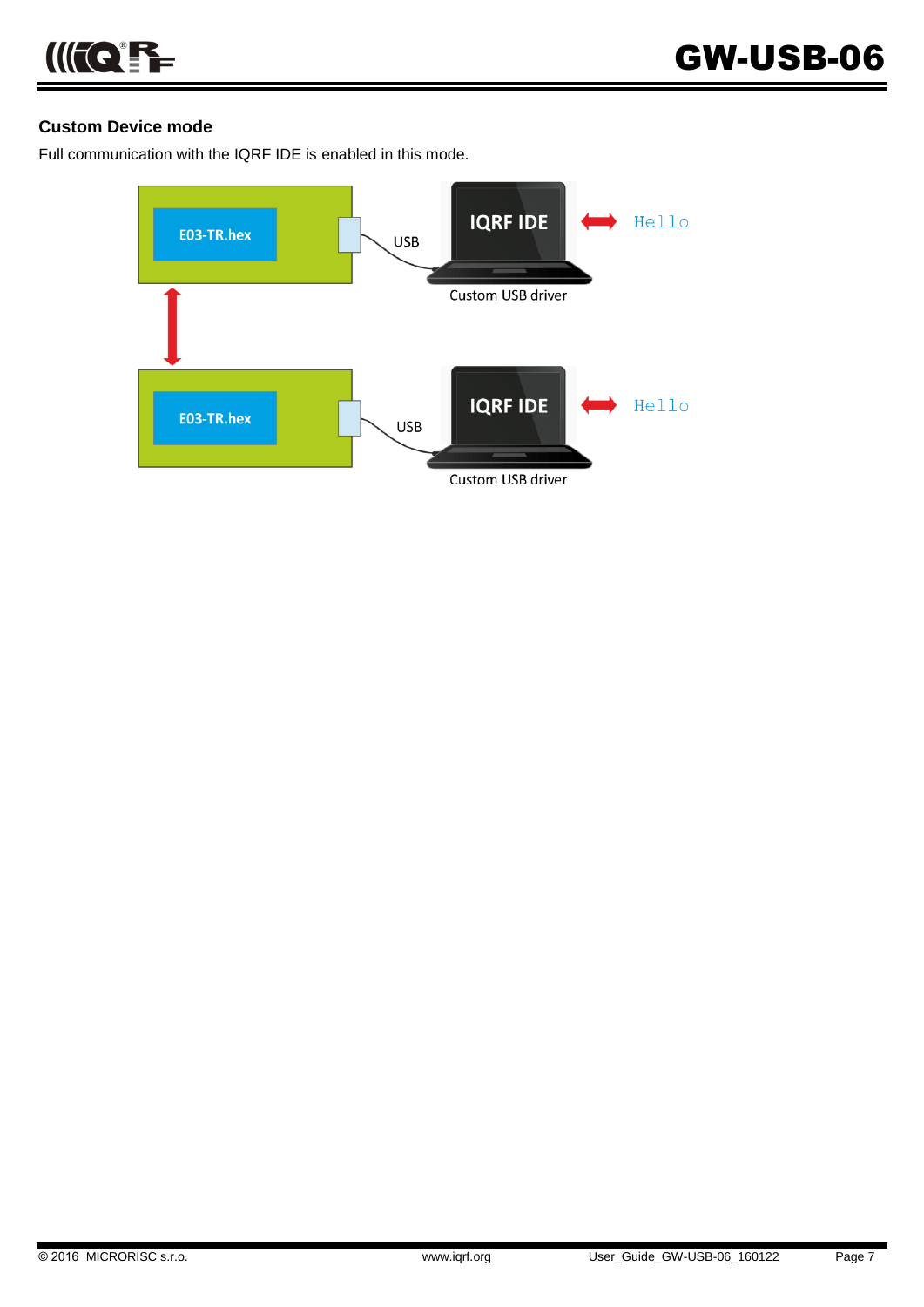### Custom Device mode

Full communication with the IQRF IDE is enabled in this mode.

E03-TR.hex

USB

IQRF IDE

Hello

Custom USB driver

E03-TR.hex

USB

IQRF IDE

Hello

Custom USB driver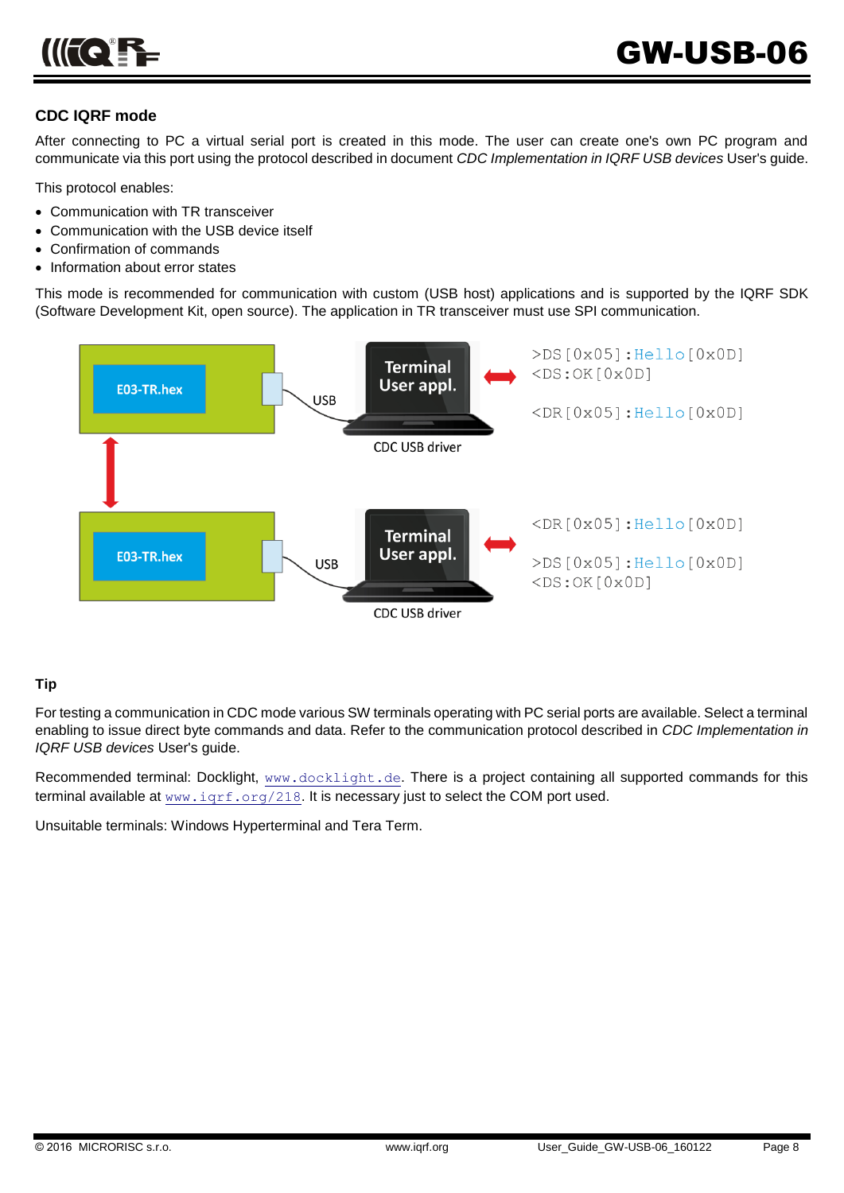## CDC IQRF mode

After connecting to PC a virtual serial port is created in this mode. The user can create one's own PC program and communicate via this port using the protocol described in document *CDC Implementation in IQRF USB devices* User's guide.

This protocol enables:

- Communication with TR transceiver
- Communication with the USB device itself
- Confirmation of commands
- Information about error states

This mode is recommended for communication with custom (USB host) applications and is supported by the IQRF SDK (Software Development Kit, open source). The application in TR transceiver must use SPI communication.

E03-TR.hex USB Terminal User appl. CDC USB driver

```
>DS[0x05]:Hello[0x0D]
<DS:OK[0x0D]

<DR[0x05]:Hello[0x0D]
```

E03-TR.hex USB Terminal User appl. CDC USB driver

```
<DR[0x05]:Hello[0x0D]

>DS[0x05]:Hello[0x0D]
<DS:OK[0x0D]
```

### Tip

For testing a communication in CDC mode various SW terminals operating with PC serial ports are available. Select a terminal enabling to issue direct byte commands and data. Refer to the communication protocol described in *CDC Implementation in IQRF USB devices* User's guide.

Recommended terminal: Docklight, www.docklight.de. There is a project containing all supported commands for this terminal available at www.iqrf.org/218. It is necessary just to select the COM port used.

Unsuitable terminals: Windows Hyperterminal and Tera Term.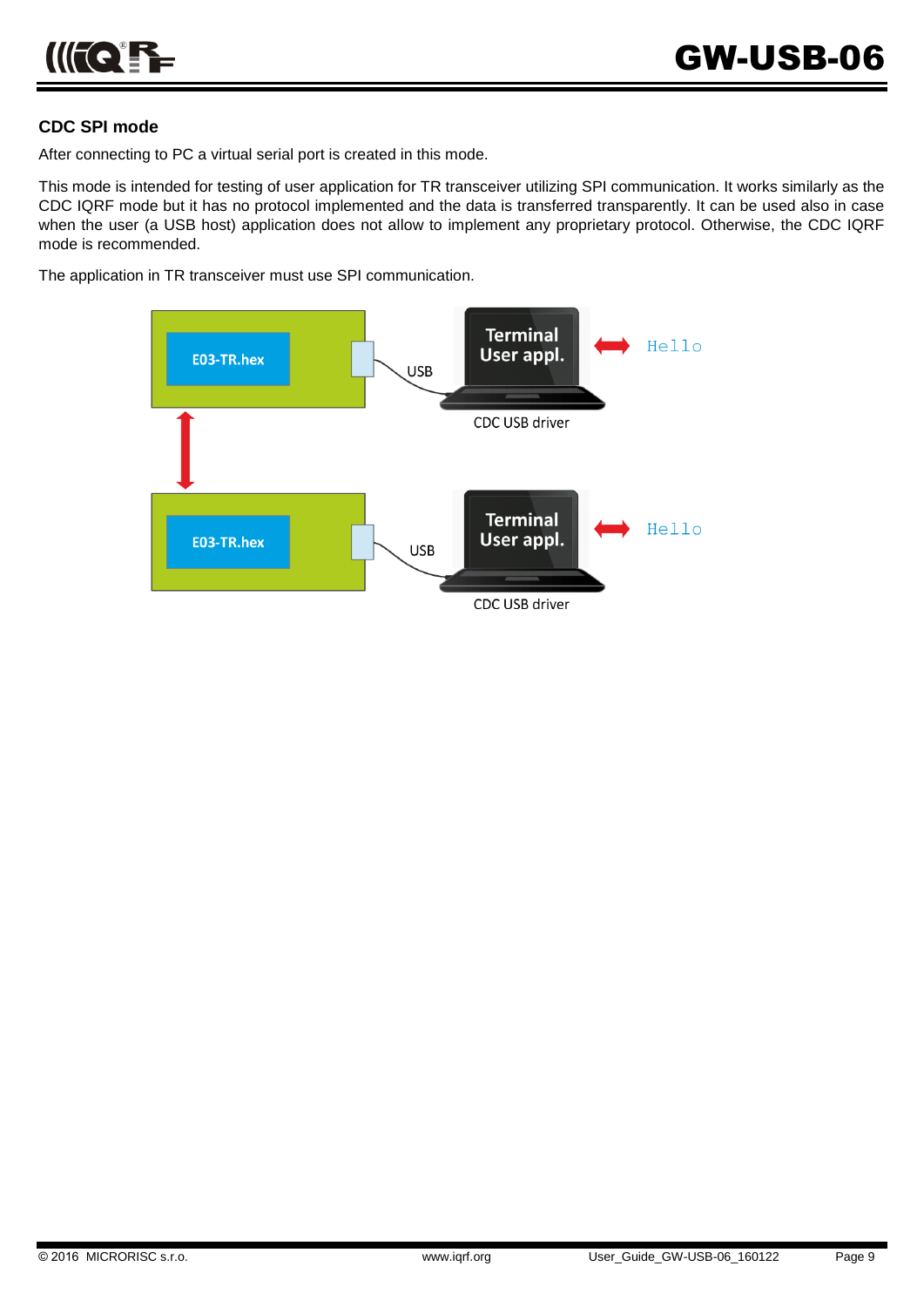### CDC SPI mode

After connecting to PC a virtual serial port is created in this mode.

This mode is intended for testing of user application for TR transceiver utilizing SPI communication. It works similarly as the CDC IQRF mode but it has no protocol implemented and the data is transferred transparently. It can be used also in case when the user (a USB host) application does not allow to implement any proprietary protocol. Otherwise, the CDC IQRF mode is recommended.

The application in TR transceiver must use SPI communication.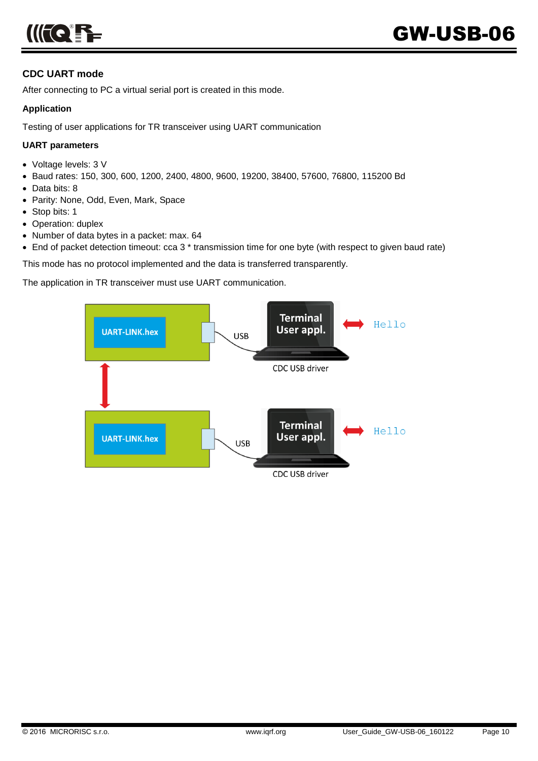### CDC UART mode

After connecting to PC a virtual serial port is created in this mode.

**Application**

Testing of user applications for TR transceiver using UART communication

**UART parameters**

- Voltage levels: 3 V
- Baud rates: 150, 300, 600, 1200, 2400, 4800, 9600, 19200, 38400, 57600, 76800, 115200 Bd
- Data bits: 8
- Parity: None, Odd, Even, Mark, Space
- Stop bits: 1
- Operation: duplex
- Number of data bytes in a packet: max. 64
- End of packet detection timeout: cca 3 * transmission time for one byte (with respect to given baud rate)

This mode has no protocol implemented and the data is transferred transparently.

The application in TR transceiver must use UART communication.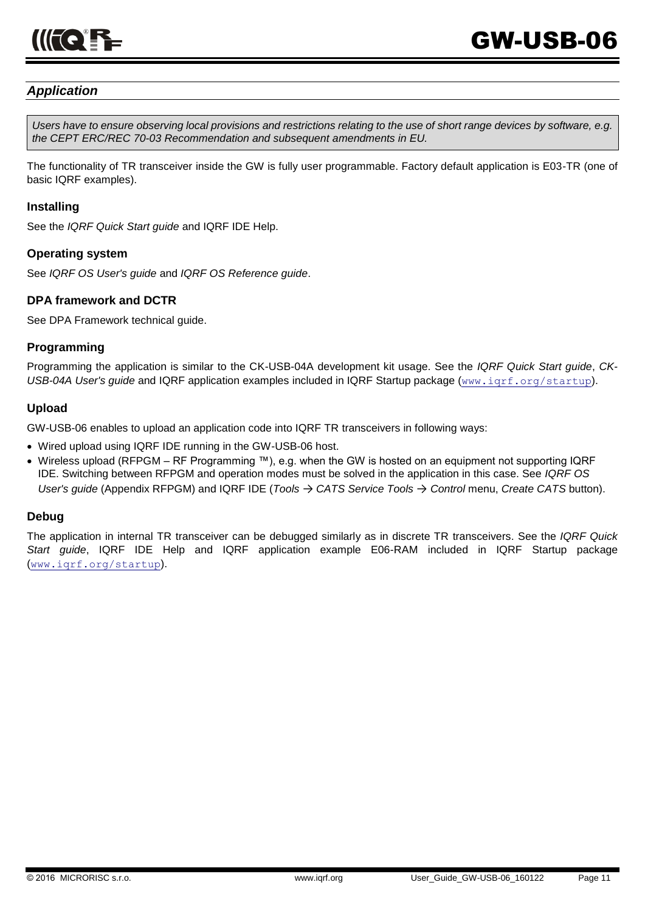## *Application*

> *Users have to ensure observing local provisions and restrictions relating to the use of short range devices by software, e.g. the CEPT ERC/REC 70-03 Recommendation and subsequent amendments in EU.*

The functionality of TR transceiver inside the GW is fully user programmable. Factory default application is E03-TR (one of basic IQRF examples).

### Installing

See the *IQRF Quick Start guide* and IQRF IDE Help.

### Operating system

See *IQRF OS User's guide* and *IQRF OS Reference guide*.

### DPA framework and DCTR

See DPA Framework technical guide.

### Programming

Programming the application is similar to the CK-USB-04A development kit usage. See the *IQRF Quick Start guide*, *CK-USB-04A User's guide* and IQRF application examples included in IQRF Startup package (www.iqrf.org/startup).

### Upload

GW-USB-06 enables to upload an application code into IQRF TR transceivers in following ways:

- Wired upload using IQRF IDE running in the GW-USB-06 host.
- Wireless upload (RFPGM – RF Programming ™), e.g. when the GW is hosted on an equipment not supporting IQRF IDE. Switching between RFPGM and operation modes must be solved in the application in this case. See *IQRF OS User's guide* (Appendix RFPGM) and IQRF IDE (*Tools → CATS Service Tools → Control* menu, *Create CATS* button).

### Debug

The application in internal TR transceiver can be debugged similarly as in discrete TR transceivers. See the *IQRF Quick Start guide*, IQRF IDE Help and IQRF application example E06-RAM included in IQRF Startup package (www.iqrf.org/startup).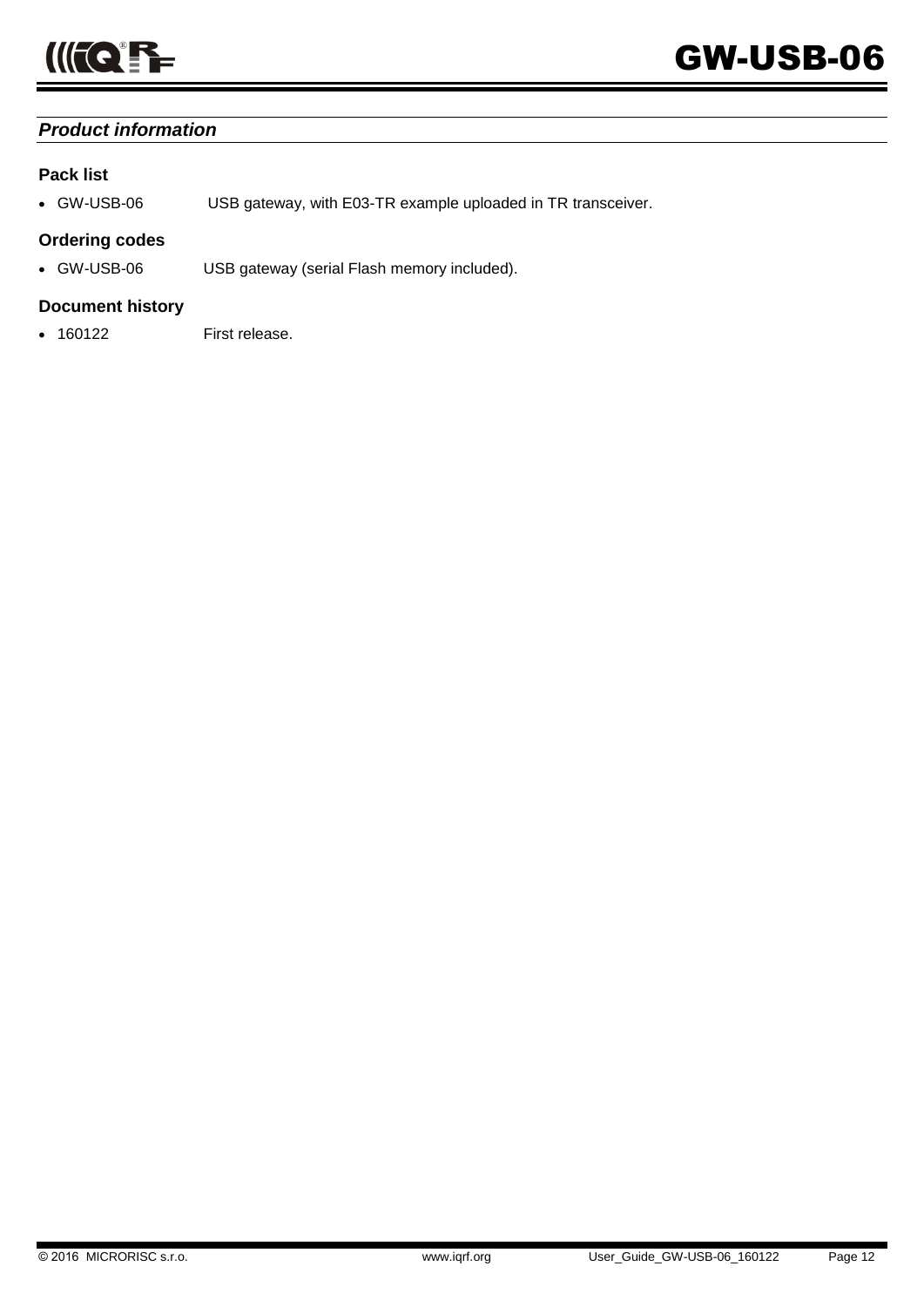## *Product information*

### Pack list

- GW-USB-06 USB gateway, with E03-TR example uploaded in TR transceiver.

### Ordering codes

- GW-USB-06 USB gateway (serial Flash memory included).

### Document history

- 160122 First release.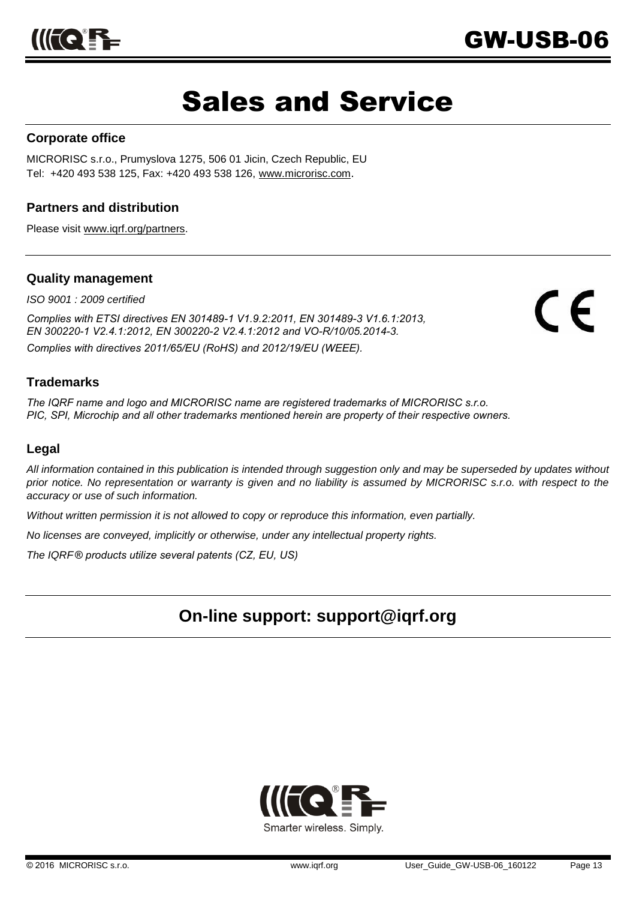# Sales and Service

### Corporate office

MICRORISC s.r.o., Prumyslova 1275, 506 01 Jicin, Czech Republic, EU
Tel: +420 493 538 125, Fax: +420 493 538 126, www.microrisc.com.

### Partners and distribution

Please visit www.iqrf.org/partners.

### Quality management

*ISO 9001 : 2009 certified*

*Complies with ETSI directives EN 301489-1 V1.9.2:2011, EN 301489-3 V1.6.1:2013, EN 300220-1 V2.4.1:2012, EN 300220-2 V2.4.1:2012 and VO-R/10/05.2014-3.*

*Complies with directives 2011/65/EU (RoHS) and 2012/19/EU (WEEE).*

CE

### Trademarks

*The IQRF name and logo and MICRORISC name are registered trademarks of MICRORISC s.r.o.*
*PIC, SPI, Microchip and all other trademarks mentioned herein are property of their respective owners.*

### Legal

*All information contained in this publication is intended through suggestion only and may be superseded by updates without prior notice. No representation or warranty is given and no liability is assumed by MICRORISC s.r.o. with respect to the accuracy or use of such information.*

*Without written permission it is not allowed to copy or reproduce this information, even partially.*

*No licenses are conveyed, implicitly or otherwise, under any intellectual property rights.*

*The IQRF® products utilize several patents (CZ, EU, US)*

## On-line support: support@iqrf.org

Smarter wireless. Simply.